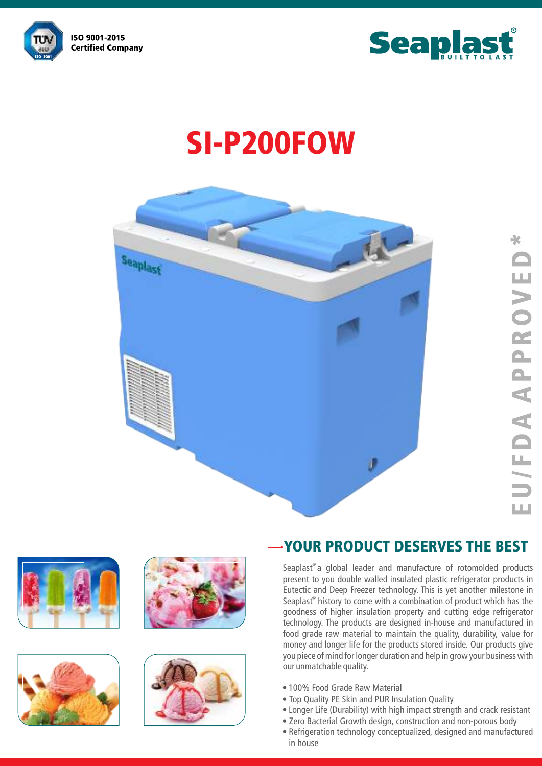ISO 9001-2015
Certified Company

Seaplast®
BUILT TO LAST

# SI-P200FOW

EU/FDA APPROVED*

## YOUR PRODUCT DESERVES THE BEST

Seaplast® a global leader and manufacture of rotomolded products present to you double walled insulated plastic refrigerator products in Eutectic and Deep Freezer technology. This is yet another milestone in Seaplast® history to come with a combination of product which has the goodness of higher insulation property and cutting edge refrigerator technology. The products are designed in-house and manufactured in food grade raw material to maintain the quality, durability, value for money and longer life for the products stored inside. Our products give you piece of mind for longer duration and help in grow your business with our unmatchable quality.

- 100% Food Grade Raw Material
- Top Quality PE Skin and PUR Insulation Quality
- Longer Life (Durability) with high impact strength and crack resistant
- Zero Bacterial Growth design, construction and non-porous body
- Refrigeration technology conceptualized, designed and manufactured in house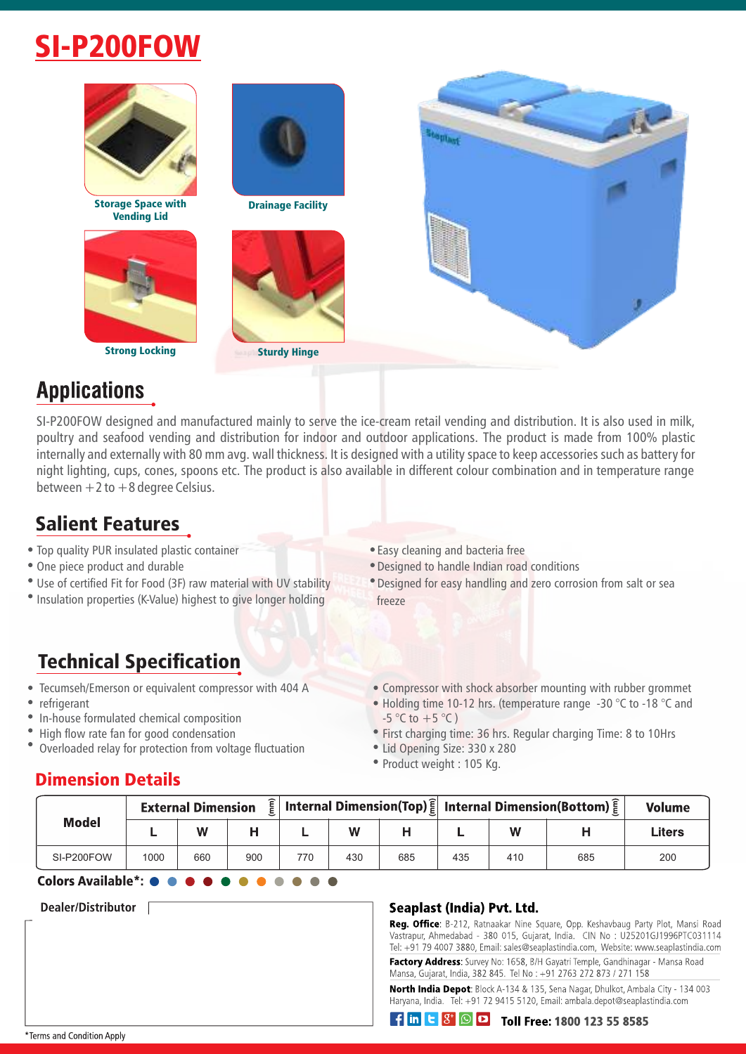# SI-P200FOW

Storage Space with Vending Lid

Drainage Facility

Strong Locking

Sturdy Hinge

## Applications

SI-P200FOW designed and manufactured mainly to serve the ice-cream retail vending and distribution. It is also used in milk, poultry and seafood vending and distribution for indoor and outdoor applications. The product is made from 100% plastic internally and externally with 80 mm avg. wall thickness. It is designed with a utility space to keep accessories such as battery for night lighting, cups, cones, spoons etc. The product is also available in different colour combination and in temperature range between +2 to +8 degree Celsius.

## Salient Features

- Top quality PUR insulated plastic container
- One piece product and durable
- Use of certified Fit for Food (3F) raw material with UV stability
- Insulation properties (K-Value) highest to give longer holding
- Easy cleaning and bacteria free
- Designed to handle Indian road conditions
- Designed for easy handling and zero corrosion from salt or sea freeze

## Technical Specification

- Tecumseh/Emerson or equivalent compressor with 404 A
- refrigerant
- In-house formulated chemical composition
- High flow rate fan for good condensation
- Overloaded relay for protection from voltage fluctuation
- Compressor with shock absorber mounting with rubber grommet
- Holding time 10-12 hrs. (temperature range -30 °C to -18 °C and -5 °C to +5 °C )
- First charging time: 36 hrs. Regular charging Time: 8 to 10Hrs
- Lid Opening Size: 330 x 280
- Product weight : 105 Kg.

## Dimension Details

| Model | External Dimension (mm) | | | Internal Dimension(Top) (mm) | | | Internal Dimension(Bottom) (mm) | | | Volume |
|---|---|---|---|---|---|---|---|---|---|---|
| | L | W | H | L | W | H | L | W | H | Liters |
| SI-P200FOW | 1000 | 660 | 900 | 770 | 430 | 685 | 435 | 410 | 685 | 200 |

**Colors Available*:**

Dealer/Distributor

### Seaplast (India) Pvt. Ltd.

**Reg. Office**: B-212, Ratnaakar Nine Square, Opp. Keshavbaug Party Plot, Mansi Road Vastrapur, Ahmedabad - 380 015, Gujarat, India. CIN No : U25201GJ1996PTC031114 Tel: +91 79 4007 3880, Email: sales@seaplastindia.com, Website: www.seaplastindia.com

**Factory Address**: Survey No: 1658, B/H Gayatri Temple, Gandhinagar - Mansa Road Mansa, Gujarat, India, 382 845. Tel No : +91 2763 272 873 / 271 158

**North India Depot**: Block A-134 & 135, Sena Nagar, Dhulkot, Ambala City - 134 003 Haryana, India. Tel: +91 72 9415 5120, Email: ambala.depot@seaplastindia.com

**Toll Free: 1800 123 55 8585**

*Terms and Condition Apply